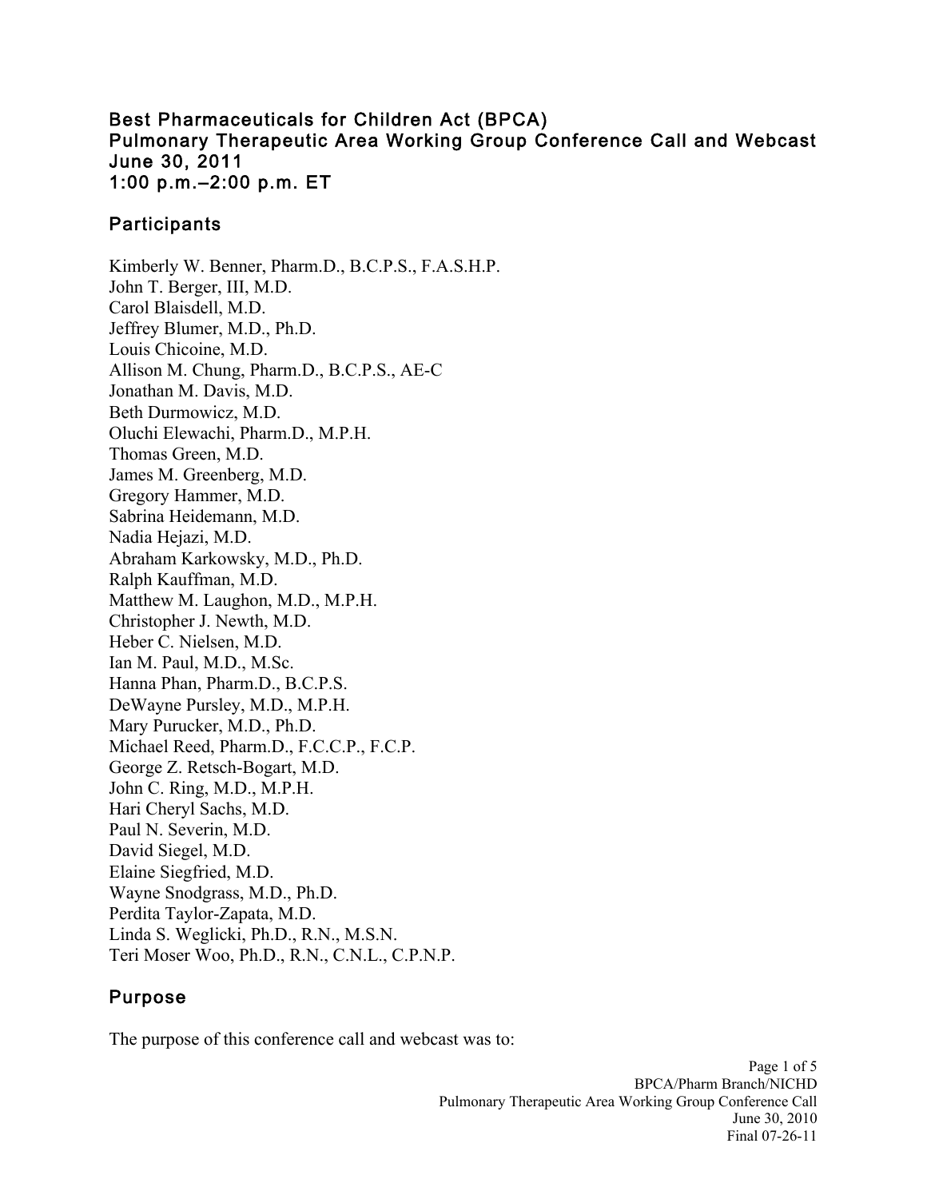# Best Pharmaceuticals for Children Act (BPCA)
# Pulmonary Therapeutic Area Working Group Conference Call and Webcast
# June 30, 2011
# 1:00 p.m.–2:00 p.m. ET

## Participants

Kimberly W. Benner, Pharm.D., B.C.P.S., F.A.S.H.P.
John T. Berger, III, M.D.
Carol Blaisdell, M.D.
Jeffrey Blumer, M.D., Ph.D.
Louis Chicoine, M.D.
Allison M. Chung, Pharm.D., B.C.P.S., AE-C
Jonathan M. Davis, M.D.
Beth Durmowicz, M.D.
Oluchi Elewachi, Pharm.D., M.P.H.
Thomas Green, M.D.
James M. Greenberg, M.D.
Gregory Hammer, M.D.
Sabrina Heidemann, M.D.
Nadia Hejazi, M.D.
Abraham Karkowsky, M.D., Ph.D.
Ralph Kauffman, M.D.
Matthew M. Laughon, M.D., M.P.H.
Christopher J. Newth, M.D.
Heber C. Nielsen, M.D.
Ian M. Paul, M.D., M.Sc.
Hanna Phan, Pharm.D., B.C.P.S.
DeWayne Pursley, M.D., M.P.H.
Mary Purucker, M.D., Ph.D.
Michael Reed, Pharm.D., F.C.C.P., F.C.P.
George Z. Retsch-Bogart, M.D.
John C. Ring, M.D., M.P.H.
Hari Cheryl Sachs, M.D.
Paul N. Severin, M.D.
David Siegel, M.D.
Elaine Siegfried, M.D.
Wayne Snodgrass, M.D., Ph.D.
Perdita Taylor-Zapata, M.D.
Linda S. Weglicki, Ph.D., R.N., M.S.N.
Teri Moser Woo, Ph.D., R.N., C.N.L., C.P.N.P.

## Purpose

The purpose of this conference call and webcast was to: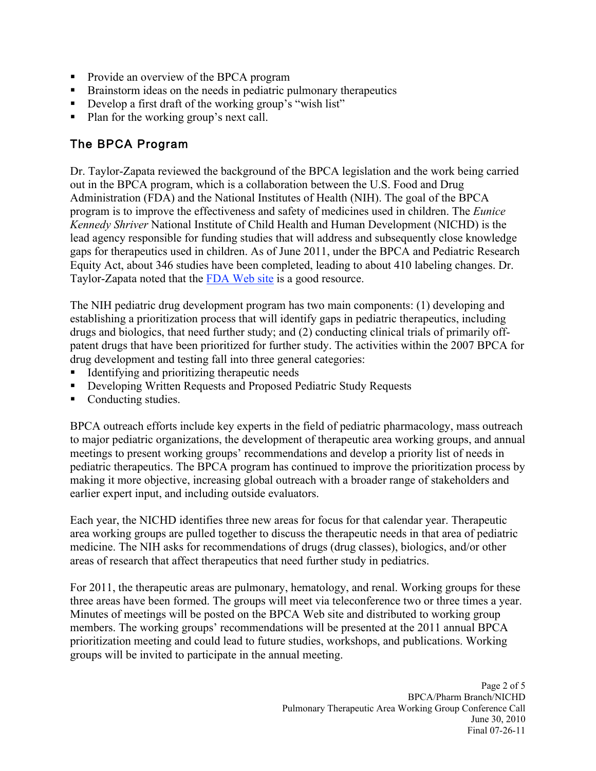- Provide an overview of the BPCA program
- Brainstorm ideas on the needs in pediatric pulmonary therapeutics
- Develop a first draft of the working group's "wish list"
- Plan for the working group's next call.

## The BPCA Program

Dr. Taylor-Zapata reviewed the background of the BPCA legislation and the work being carried out in the BPCA program, which is a collaboration between the U.S. Food and Drug Administration (FDA) and the National Institutes of Health (NIH). The goal of the BPCA program is to improve the effectiveness and safety of medicines used in children. The *Eunice Kennedy Shriver* National Institute of Child Health and Human Development (NICHD) is the lead agency responsible for funding studies that will address and subsequently close knowledge gaps for therapeutics used in children. As of June 2011, under the BPCA and Pediatric Research Equity Act, about 346 studies have been completed, leading to about 410 labeling changes. Dr. Taylor-Zapata noted that the FDA Web site is a good resource.

The NIH pediatric drug development program has two main components: (1) developing and establishing a prioritization process that will identify gaps in pediatric therapeutics, including drugs and biologics, that need further study; and (2) conducting clinical trials of primarily off-patent drugs that have been prioritized for further study. The activities within the 2007 BPCA for drug development and testing fall into three general categories:

- Identifying and prioritizing therapeutic needs
- Developing Written Requests and Proposed Pediatric Study Requests
- Conducting studies.

BPCA outreach efforts include key experts in the field of pediatric pharmacology, mass outreach to major pediatric organizations, the development of therapeutic area working groups, and annual meetings to present working groups' recommendations and develop a priority list of needs in pediatric therapeutics. The BPCA program has continued to improve the prioritization process by making it more objective, increasing global outreach with a broader range of stakeholders and earlier expert input, and including outside evaluators.

Each year, the NICHD identifies three new areas for focus for that calendar year. Therapeutic area working groups are pulled together to discuss the therapeutic needs in that area of pediatric medicine. The NIH asks for recommendations of drugs (drug classes), biologics, and/or other areas of research that affect therapeutics that need further study in pediatrics.

For 2011, the therapeutic areas are pulmonary, hematology, and renal. Working groups for these three areas have been formed. The groups will meet via teleconference two or three times a year. Minutes of meetings will be posted on the BPCA Web site and distributed to working group members. The working groups' recommendations will be presented at the 2011 annual BPCA prioritization meeting and could lead to future studies, workshops, and publications. Working groups will be invited to participate in the annual meeting.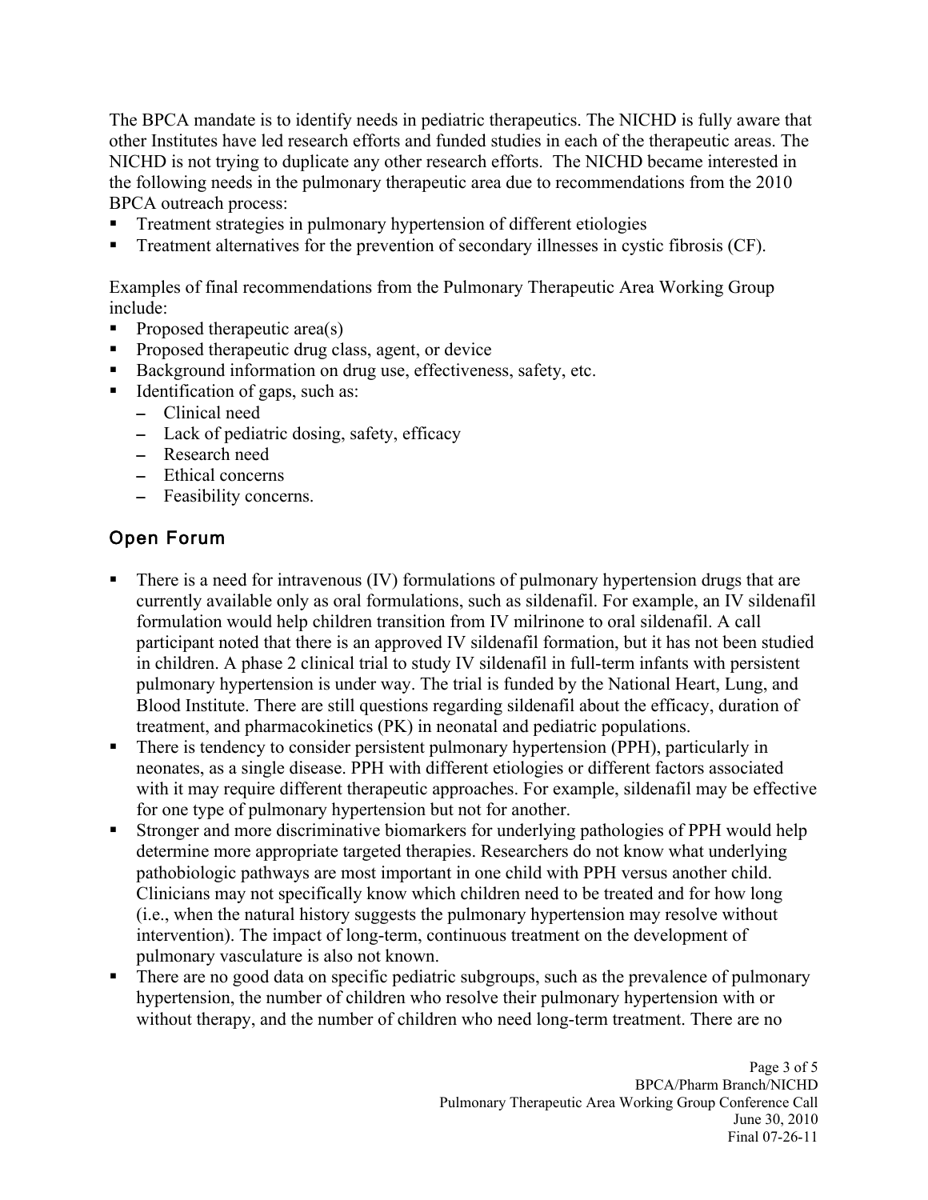The BPCA mandate is to identify needs in pediatric therapeutics. The NICHD is fully aware that other Institutes have led research efforts and funded studies in each of the therapeutic areas. The NICHD is not trying to duplicate any other research efforts. The NICHD became interested in the following needs in the pulmonary therapeutic area due to recommendations from the 2010 BPCA outreach process:

- Treatment strategies in pulmonary hypertension of different etiologies
- Treatment alternatives for the prevention of secondary illnesses in cystic fibrosis (CF).

Examples of final recommendations from the Pulmonary Therapeutic Area Working Group include:

- Proposed therapeutic area(s)
- Proposed therapeutic drug class, agent, or device
- Background information on drug use, effectiveness, safety, etc.
- Identification of gaps, such as:
  - Clinical need
  - Lack of pediatric dosing, safety, efficacy
  - Research need
  - Ethical concerns
  - Feasibility concerns.

## Open Forum

- There is a need for intravenous (IV) formulations of pulmonary hypertension drugs that are currently available only as oral formulations, such as sildenafil. For example, an IV sildenafil formulation would help children transition from IV milrinone to oral sildenafil. A call participant noted that there is an approved IV sildenafil formation, but it has not been studied in children. A phase 2 clinical trial to study IV sildenafil in full-term infants with persistent pulmonary hypertension is under way. The trial is funded by the National Heart, Lung, and Blood Institute. There are still questions regarding sildenafil about the efficacy, duration of treatment, and pharmacokinetics (PK) in neonatal and pediatric populations.
- There is tendency to consider persistent pulmonary hypertension (PPH), particularly in neonates, as a single disease. PPH with different etiologies or different factors associated with it may require different therapeutic approaches. For example, sildenafil may be effective for one type of pulmonary hypertension but not for another.
- Stronger and more discriminative biomarkers for underlying pathologies of PPH would help determine more appropriate targeted therapies. Researchers do not know what underlying pathobiologic pathways are most important in one child with PPH versus another child. Clinicians may not specifically know which children need to be treated and for how long (i.e., when the natural history suggests the pulmonary hypertension may resolve without intervention). The impact of long-term, continuous treatment on the development of pulmonary vasculature is also not known.
- There are no good data on specific pediatric subgroups, such as the prevalence of pulmonary hypertension, the number of children who resolve their pulmonary hypertension with or without therapy, and the number of children who need long-term treatment. There are no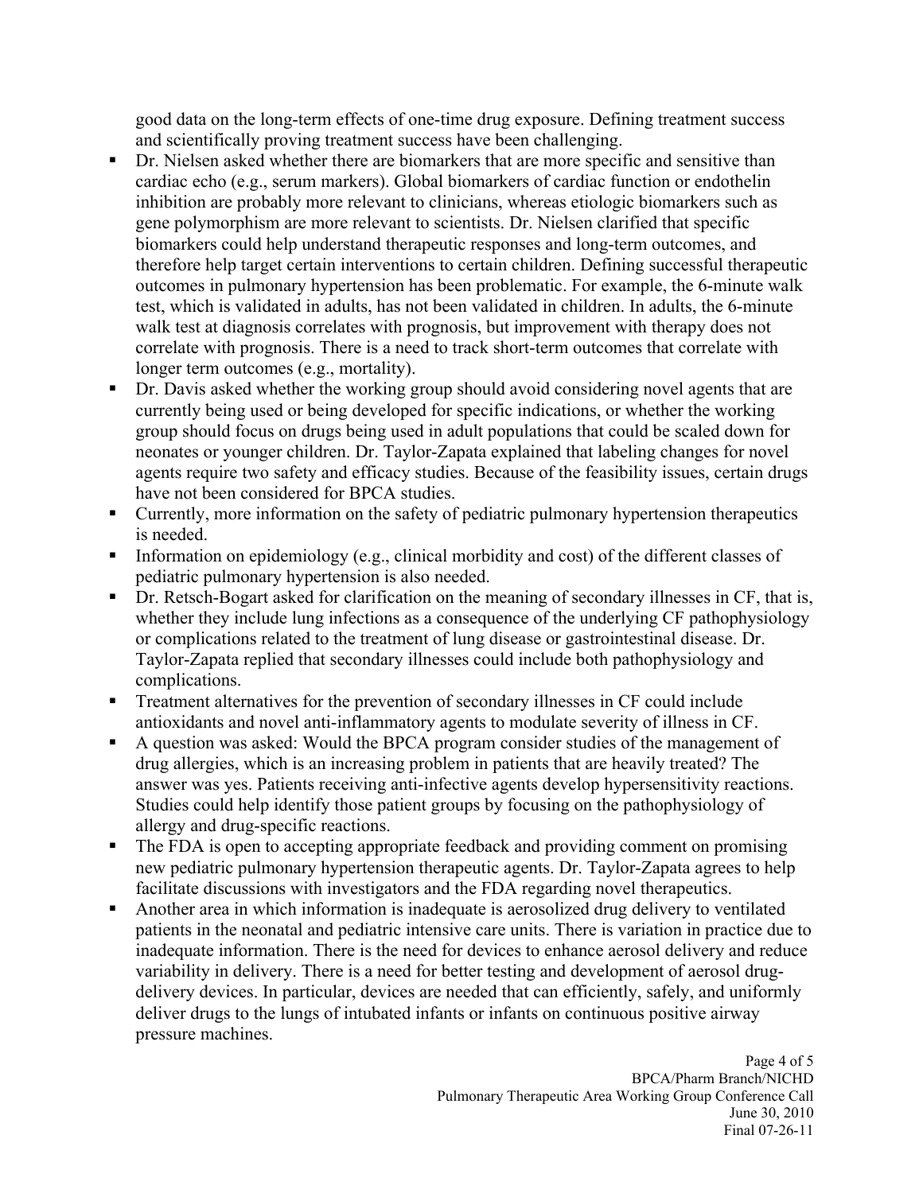good data on the long-term effects of one-time drug exposure. Defining treatment success and scientifically proving treatment success have been challenging.

- Dr. Nielsen asked whether there are biomarkers that are more specific and sensitive than cardiac echo (e.g., serum markers). Global biomarkers of cardiac function or endothelin inhibition are probably more relevant to clinicians, whereas etiologic biomarkers such as gene polymorphism are more relevant to scientists. Dr. Nielsen clarified that specific biomarkers could help understand therapeutic responses and long-term outcomes, and therefore help target certain interventions to certain children. Defining successful therapeutic outcomes in pulmonary hypertension has been problematic. For example, the 6-minute walk test, which is validated in adults, has not been validated in children. In adults, the 6-minute walk test at diagnosis correlates with prognosis, but improvement with therapy does not correlate with prognosis. There is a need to track short-term outcomes that correlate with longer term outcomes (e.g., mortality).
- Dr. Davis asked whether the working group should avoid considering novel agents that are currently being used or being developed for specific indications, or whether the working group should focus on drugs being used in adult populations that could be scaled down for neonates or younger children. Dr. Taylor-Zapata explained that labeling changes for novel agents require two safety and efficacy studies. Because of the feasibility issues, certain drugs have not been considered for BPCA studies.
- Currently, more information on the safety of pediatric pulmonary hypertension therapeutics is needed.
- Information on epidemiology (e.g., clinical morbidity and cost) of the different classes of pediatric pulmonary hypertension is also needed.
- Dr. Retsch-Bogart asked for clarification on the meaning of secondary illnesses in CF, that is, whether they include lung infections as a consequence of the underlying CF pathophysiology or complications related to the treatment of lung disease or gastrointestinal disease. Dr. Taylor-Zapata replied that secondary illnesses could include both pathophysiology and complications.
- Treatment alternatives for the prevention of secondary illnesses in CF could include antioxidants and novel anti-inflammatory agents to modulate severity of illness in CF.
- A question was asked: Would the BPCA program consider studies of the management of drug allergies, which is an increasing problem in patients that are heavily treated? The answer was yes. Patients receiving anti-infective agents develop hypersensitivity reactions. Studies could help identify those patient groups by focusing on the pathophysiology of allergy and drug-specific reactions.
- The FDA is open to accepting appropriate feedback and providing comment on promising new pediatric pulmonary hypertension therapeutic agents. Dr. Taylor-Zapata agrees to help facilitate discussions with investigators and the FDA regarding novel therapeutics.
- Another area in which information is inadequate is aerosolized drug delivery to ventilated patients in the neonatal and pediatric intensive care units. There is variation in practice due to inadequate information. There is the need for devices to enhance aerosol delivery and reduce variability in delivery. There is a need for better testing and development of aerosol drug-delivery devices. In particular, devices are needed that can efficiently, safely, and uniformly deliver drugs to the lungs of intubated infants or infants on continuous positive airway pressure machines.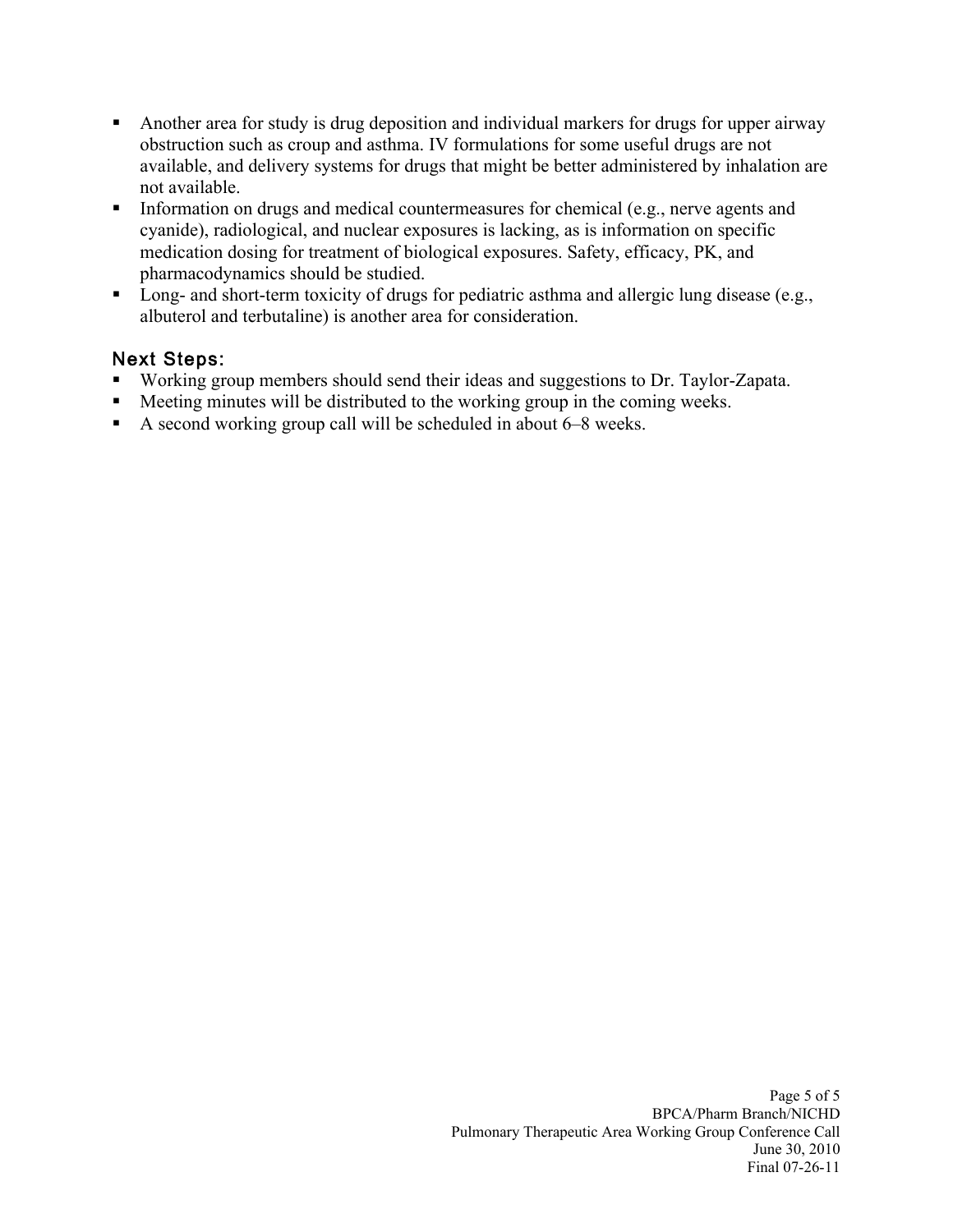- Another area for study is drug deposition and individual markers for drugs for upper airway obstruction such as croup and asthma. IV formulations for some useful drugs are not available, and delivery systems for drugs that might be better administered by inhalation are not available.
- Information on drugs and medical countermeasures for chemical (e.g., nerve agents and cyanide), radiological, and nuclear exposures is lacking, as is information on specific medication dosing for treatment of biological exposures. Safety, efficacy, PK, and pharmacodynamics should be studied.
- Long- and short-term toxicity of drugs for pediatric asthma and allergic lung disease (e.g., albuterol and terbutaline) is another area for consideration.

## Next Steps:

- Working group members should send their ideas and suggestions to Dr. Taylor-Zapata.
- Meeting minutes will be distributed to the working group in the coming weeks.
- A second working group call will be scheduled in about 6–8 weeks.